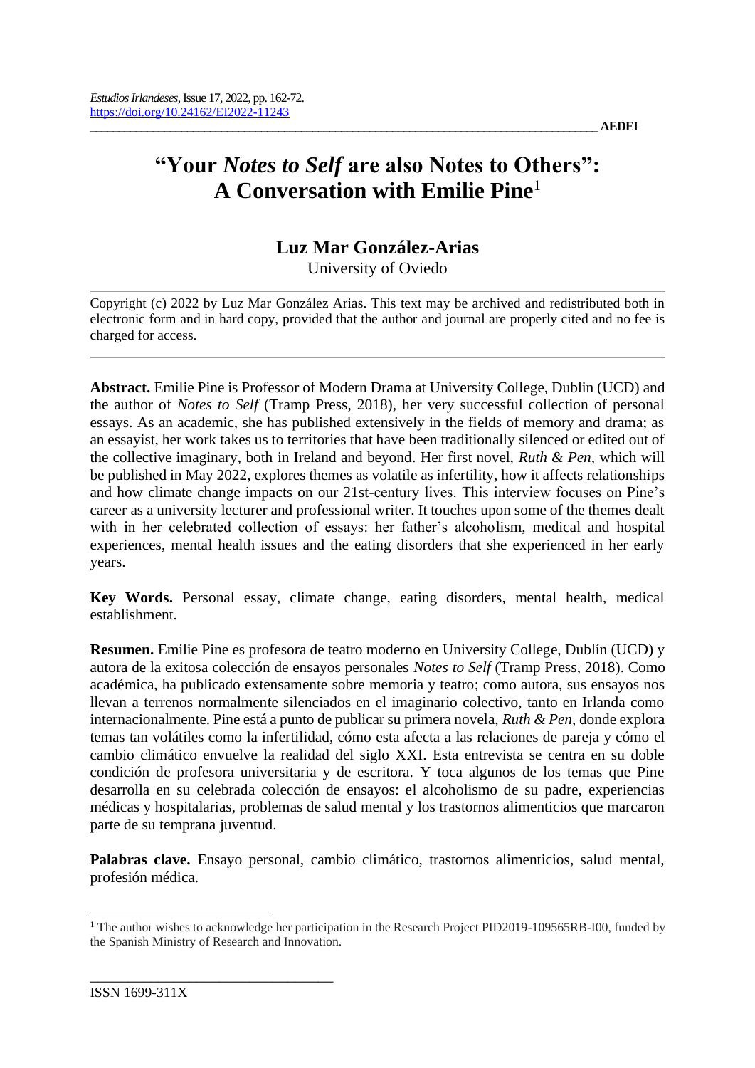# "Your *Notes to Self* are also Notes to Others": A Conversation with Emilie Pine[1]

## Luz Mar González-Arias

University of Oviedo

---

Copyright (c) 2022 by Luz Mar González Arias. This text may be archived and redistributed both in electronic form and in hard copy, provided that the author and journal are properly cited and no fee is charged for access.

---

**Abstract.** Emilie Pine is Professor of Modern Drama at University College, Dublin (UCD) and the author of *Notes to Self* (Tramp Press, 2018), her very successful collection of personal essays. As an academic, she has published extensively in the fields of memory and drama; as an essayist, her work takes us to territories that have been traditionally silenced or edited out of the collective imaginary, both in Ireland and beyond. Her first novel, *Ruth & Pen*, which will be published in May 2022, explores themes as volatile as infertility, how it affects relationships and how climate change impacts on our 21st-century lives. This interview focuses on Pine's career as a university lecturer and professional writer. It touches upon some of the themes dealt with in her celebrated collection of essays: her father's alcoholism, medical and hospital experiences, mental health issues and the eating disorders that she experienced in her early years.

**Key Words.** Personal essay, climate change, eating disorders, mental health, medical establishment.

**Resumen.** Emilie Pine es profesora de teatro moderno en University College, Dublín (UCD) y autora de la exitosa colección de ensayos personales *Notes to Self* (Tramp Press, 2018). Como académica, ha publicado extensamente sobre memoria y teatro; como autora, sus ensayos nos llevan a terrenos normalmente silenciados en el imaginario colectivo, tanto en Irlanda como internacionalmente. Pine está a punto de publicar su primera novela, *Ruth & Pen*, donde explora temas tan volátiles como la infertilidad, cómo esta afecta a las relaciones de pareja y cómo el cambio climático envuelve la realidad del siglo XXI. Esta entrevista se centra en su doble condición de profesora universitaria y de escritora. Y toca algunos de los temas que Pine desarrolla en su celebrada colección de ensayos: el alcoholismo de su padre, experiencias médicas y hospitalarias, problemas de salud mental y los trastornos alimenticios que marcaron parte de su temprana juventud.

**Palabras clave.** Ensayo personal, cambio climático, trastornos alimenticios, salud mental, profesión médica.

---

[1] The author wishes to acknowledge her participation in the Research Project PID2019-109565RB-I00, funded by the Spanish Ministry of Research and Innovation.

ISSN 1699-311X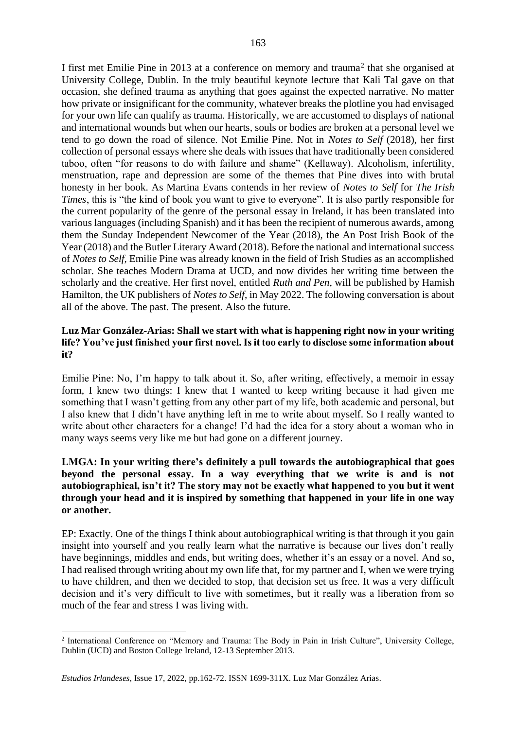I first met Emilie Pine in 2013 at a conference on memory and trauma[2] that she organised at University College, Dublin. In the truly beautiful keynote lecture that Kali Tal gave on that occasion, she defined trauma as anything that goes against the expected narrative. No matter how private or insignificant for the community, whatever breaks the plotline you had envisaged for your own life can qualify as trauma. Historically, we are accustomed to displays of national and international wounds but when our hearts, souls or bodies are broken at a personal level we tend to go down the road of silence. Not Emilie Pine. Not in *Notes to Self* (2018), her first collection of personal essays where she deals with issues that have traditionally been considered taboo, often "for reasons to do with failure and shame" (Kellaway). Alcoholism, infertility, menstruation, rape and depression are some of the themes that Pine dives into with brutal honesty in her book. As Martina Evans contends in her review of *Notes to Self* for *The Irish Times*, this is "the kind of book you want to give to everyone". It is also partly responsible for the current popularity of the genre of the personal essay in Ireland, it has been translated into various languages (including Spanish) and it has been the recipient of numerous awards, among them the Sunday Independent Newcomer of the Year (2018), the An Post Irish Book of the Year (2018) and the Butler Literary Award (2018). Before the national and international success of *Notes to Self*, Emilie Pine was already known in the field of Irish Studies as an accomplished scholar. She teaches Modern Drama at UCD, and now divides her writing time between the scholarly and the creative. Her first novel, entitled *Ruth and Pen*, will be published by Hamish Hamilton, the UK publishers of *Notes to Self*, in May 2022. The following conversation is about all of the above. The past. The present. Also the future.

**Luz Mar González-Arias: Shall we start with what is happening right now in your writing life? You've just finished your first novel. Is it too early to disclose some information about it?**

Emilie Pine: No, I'm happy to talk about it. So, after writing, effectively, a memoir in essay form, I knew two things: I knew that I wanted to keep writing because it had given me something that I wasn't getting from any other part of my life, both academic and personal, but I also knew that I didn't have anything left in me to write about myself. So I really wanted to write about other characters for a change! I'd had the idea for a story about a woman who in many ways seems very like me but had gone on a different journey.

**LMGA: In your writing there's definitely a pull towards the autobiographical that goes beyond the personal essay. In a way everything that we write is and is not autobiographical, isn't it? The story may not be exactly what happened to you but it went through your head and it is inspired by something that happened in your life in one way or another.**

EP: Exactly. One of the things I think about autobiographical writing is that through it you gain insight into yourself and you really learn what the narrative is because our lives don't really have beginnings, middles and ends, but writing does, whether it's an essay or a novel. And so, I had realised through writing about my own life that, for my partner and I, when we were trying to have children, and then we decided to stop, that decision set us free. It was a very difficult decision and it's very difficult to live with sometimes, but it really was a liberation from so much of the fear and stress I was living with.

[2] International Conference on "Memory and Trauma: The Body in Pain in Irish Culture", University College, Dublin (UCD) and Boston College Ireland, 12-13 September 2013.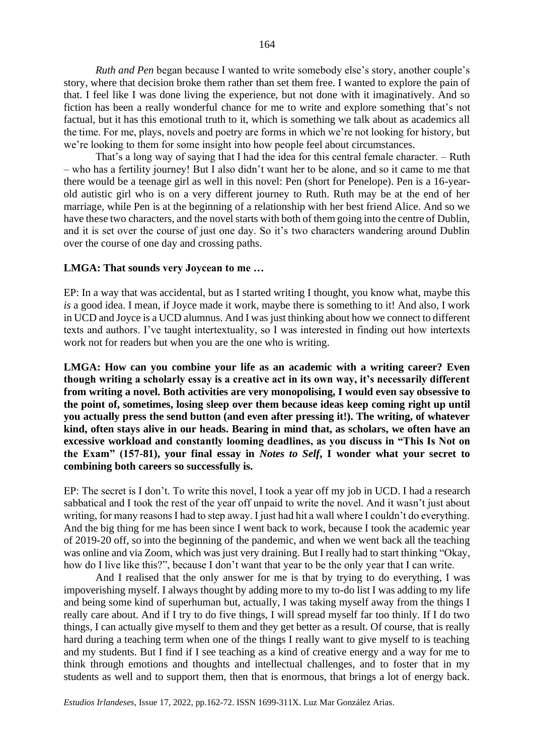*Ruth and Pen* began because I wanted to write somebody else's story, another couple's story, where that decision broke them rather than set them free. I wanted to explore the pain of that. I feel like I was done living the experience, but not done with it imaginatively. And so fiction has been a really wonderful chance for me to write and explore something that's not factual, but it has this emotional truth to it, which is something we talk about as academics all the time. For me, plays, novels and poetry are forms in which we're not looking for history, but we're looking to them for some insight into how people feel about circumstances.

That's a long way of saying that I had the idea for this central female character. – Ruth – who has a fertility journey! But I also didn't want her to be alone, and so it came to me that there would be a teenage girl as well in this novel: Pen (short for Penelope). Pen is a 16-year-old autistic girl who is on a very different journey to Ruth. Ruth may be at the end of her marriage, while Pen is at the beginning of a relationship with her best friend Alice. And so we have these two characters, and the novel starts with both of them going into the centre of Dublin, and it is set over the course of just one day. So it's two characters wandering around Dublin over the course of one day and crossing paths.

**LMGA: That sounds very Joycean to me …**

EP: In a way that was accidental, but as I started writing I thought, you know what, maybe this *is* a good idea. I mean, if Joyce made it work, maybe there is something to it! And also, I work in UCD and Joyce is a UCD alumnus. And I was just thinking about how we connect to different texts and authors. I've taught intertextuality, so I was interested in finding out how intertexts work not for readers but when you are the one who is writing.

**LMGA: How can you combine your life as an academic with a writing career? Even though writing a scholarly essay is a creative act in its own way, it's necessarily different from writing a novel. Both activities are very monopolising, I would even say obsessive to the point of, sometimes, losing sleep over them because ideas keep coming right up until you actually press the send button (and even after pressing it!). The writing, of whatever kind, often stays alive in our heads. Bearing in mind that, as scholars, we often have an excessive workload and constantly looming deadlines, as you discuss in "This Is Not on the Exam" (157-81), your final essay in *Notes to Self*, I wonder what your secret to combining both careers so successfully is.**

EP: The secret is I don't. To write this novel, I took a year off my job in UCD. I had a research sabbatical and I took the rest of the year off unpaid to write the novel. And it wasn't just about writing, for many reasons I had to step away. I just had hit a wall where I couldn't do everything. And the big thing for me has been since I went back to work, because I took the academic year of 2019-20 off, so into the beginning of the pandemic, and when we went back all the teaching was online and via Zoom, which was just very draining. But I really had to start thinking "Okay, how do I live like this?", because I don't want that year to be the only year that I can write.

And I realised that the only answer for me is that by trying to do everything, I was impoverishing myself. I always thought by adding more to my to-do list I was adding to my life and being some kind of superhuman but, actually, I was taking myself away from the things I really care about. And if I try to do five things, I will spread myself far too thinly. If I do two things, I can actually give myself to them and they get better as a result. Of course, that is really hard during a teaching term when one of the things I really want to give myself to is teaching and my students. But I find if I see teaching as a kind of creative energy and a way for me to think through emotions and thoughts and intellectual challenges, and to foster that in my students as well and to support them, then that is enormous, that brings a lot of energy back.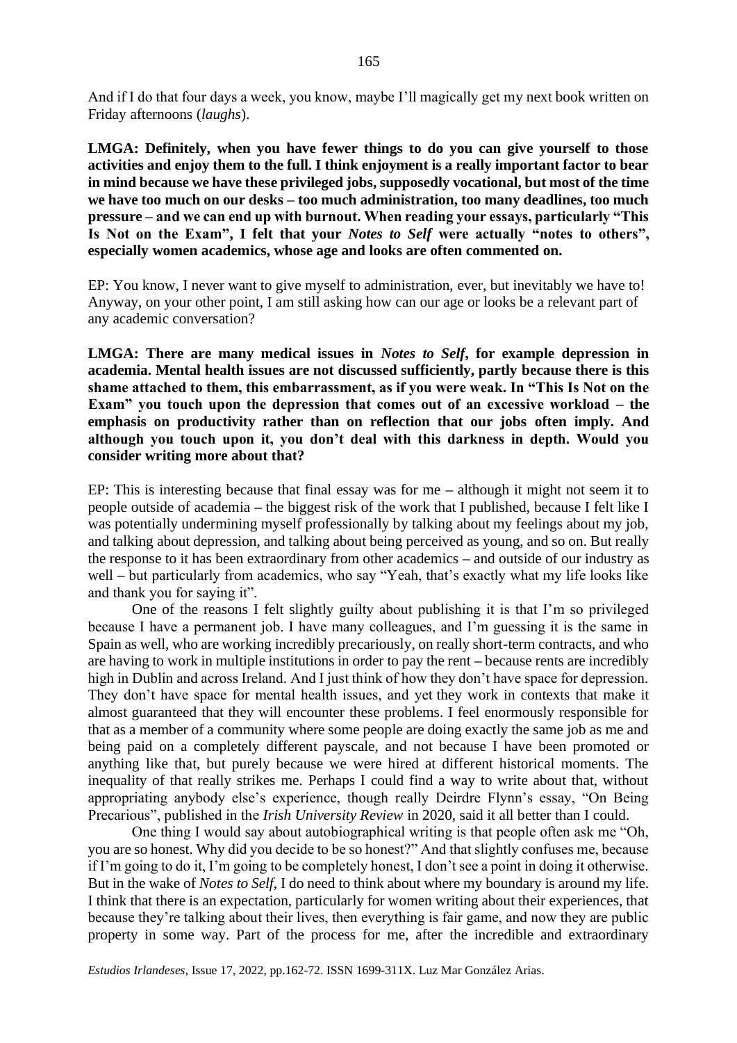And if I do that four days a week, you know, maybe I'll magically get my next book written on Friday afternoons (*laughs*).

**LMGA: Definitely, when you have fewer things to do you can give yourself to those activities and enjoy them to the full. I think enjoyment is a really important factor to bear in mind because we have these privileged jobs, supposedly vocational, but most of the time we have too much on our desks – too much administration, too many deadlines, too much pressure – and we can end up with burnout. When reading your essays, particularly "This Is Not on the Exam", I felt that your *Notes to Self* were actually "notes to others", especially women academics, whose age and looks are often commented on.**

EP: You know, I never want to give myself to administration, ever, but inevitably we have to! Anyway, on your other point, I am still asking how can our age or looks be a relevant part of any academic conversation?

**LMGA: There are many medical issues in *Notes to Self*, for example depression in academia. Mental health issues are not discussed sufficiently, partly because there is this shame attached to them, this embarrassment, as if you were weak. In "This Is Not on the Exam" you touch upon the depression that comes out of an excessive workload – the emphasis on productivity rather than on reflection that our jobs often imply. And although you touch upon it, you don't deal with this darkness in depth. Would you consider writing more about that?**

EP: This is interesting because that final essay was for me – although it might not seem it to people outside of academia – the biggest risk of the work that I published, because I felt like I was potentially undermining myself professionally by talking about my feelings about my job, and talking about depression, and talking about being perceived as young, and so on. But really the response to it has been extraordinary from other academics – and outside of our industry as well – but particularly from academics, who say "Yeah, that's exactly what my life looks like and thank you for saying it".

One of the reasons I felt slightly guilty about publishing it is that I'm so privileged because I have a permanent job. I have many colleagues, and I'm guessing it is the same in Spain as well, who are working incredibly precariously, on really short-term contracts, and who are having to work in multiple institutions in order to pay the rent – because rents are incredibly high in Dublin and across Ireland. And I just think of how they don't have space for depression. They don't have space for mental health issues, and yet they work in contexts that make it almost guaranteed that they will encounter these problems. I feel enormously responsible for that as a member of a community where some people are doing exactly the same job as me and being paid on a completely different payscale, and not because I have been promoted or anything like that, but purely because we were hired at different historical moments. The inequality of that really strikes me. Perhaps I could find a way to write about that, without appropriating anybody else's experience, though really Deirdre Flynn's essay, "On Being Precarious", published in the *Irish University Review* in 2020, said it all better than I could.

One thing I would say about autobiographical writing is that people often ask me "Oh, you are so honest. Why did you decide to be so honest?" And that slightly confuses me, because if I'm going to do it, I'm going to be completely honest, I don't see a point in doing it otherwise. But in the wake of *Notes to Self*, I do need to think about where my boundary is around my life. I think that there is an expectation, particularly for women writing about their experiences, that because they're talking about their lives, then everything is fair game, and now they are public property in some way. Part of the process for me, after the incredible and extraordinary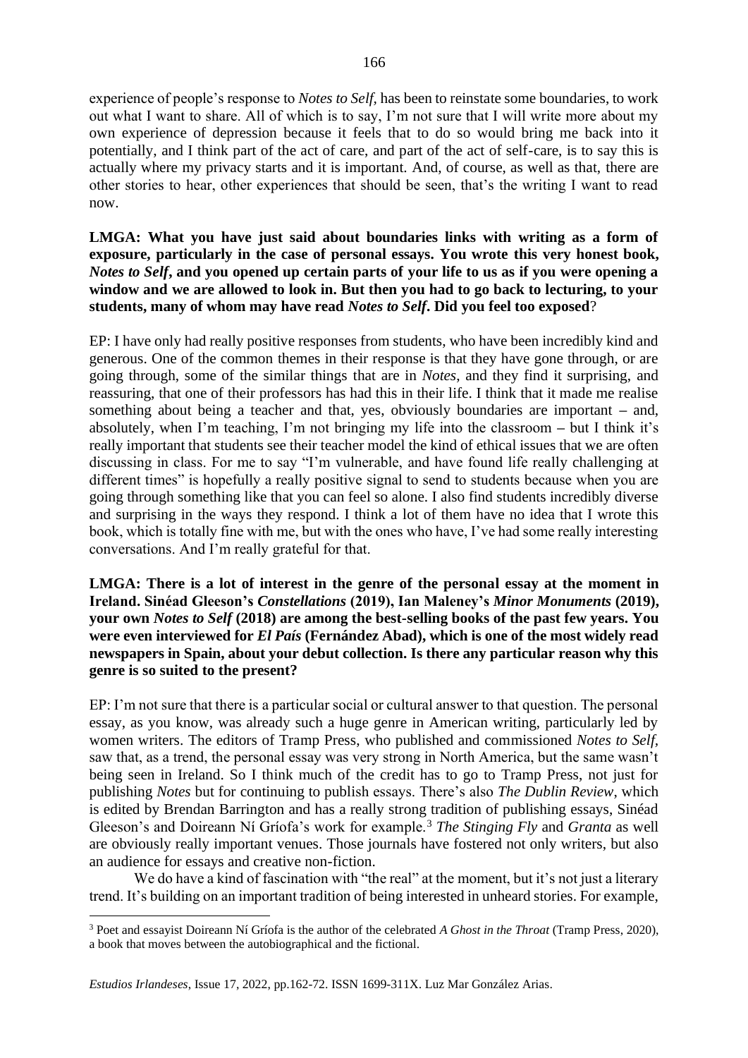experience of people's response to *Notes to Self*, has been to reinstate some boundaries, to work out what I want to share. All of which is to say, I'm not sure that I will write more about my own experience of depression because it feels that to do so would bring me back into it potentially, and I think part of the act of care, and part of the act of self-care, is to say this is actually where my privacy starts and it is important. And, of course, as well as that, there are other stories to hear, other experiences that should be seen, that's the writing I want to read now.

**LMGA: What you have just said about boundaries links with writing as a form of exposure, particularly in the case of personal essays. You wrote this very honest book, *Notes to Self*, and you opened up certain parts of your life to us as if you were opening a window and we are allowed to look in. But then you had to go back to lecturing, to your students, many of whom may have read *Notes to Self*. Did you feel too exposed?**

EP: I have only had really positive responses from students, who have been incredibly kind and generous. One of the common themes in their response is that they have gone through, or are going through, some of the similar things that are in *Notes*, and they find it surprising, and reassuring, that one of their professors has had this in their life. I think that it made me realise something about being a teacher and that, yes, obviously boundaries are important – and, absolutely, when I'm teaching, I'm not bringing my life into the classroom – but I think it's really important that students see their teacher model the kind of ethical issues that we are often discussing in class. For me to say "I'm vulnerable, and have found life really challenging at different times" is hopefully a really positive signal to send to students because when you are going through something like that you can feel so alone. I also find students incredibly diverse and surprising in the ways they respond. I think a lot of them have no idea that I wrote this book, which is totally fine with me, but with the ones who have, I've had some really interesting conversations. And I'm really grateful for that.

**LMGA: There is a lot of interest in the genre of the personal essay at the moment in Ireland. Sinéad Gleeson's *Constellations* (2019), Ian Maleney's *Minor Monuments* (2019), your own *Notes to Self* (2018) are among the best-selling books of the past few years. You were even interviewed for *El País* (Fernández Abad), which is one of the most widely read newspapers in Spain, about your debut collection. Is there any particular reason why this genre is so suited to the present?**

EP: I'm not sure that there is a particular social or cultural answer to that question. The personal essay, as you know, was already such a huge genre in American writing, particularly led by women writers. The editors of Tramp Press, who published and commissioned *Notes to Self*, saw that, as a trend, the personal essay was very strong in North America, but the same wasn't being seen in Ireland. So I think much of the credit has to go to Tramp Press, not just for publishing *Notes* but for continuing to publish essays. There's also *The Dublin Review*, which is edited by Brendan Barrington and has a really strong tradition of publishing essays, Sinéad Gleeson's and Doireann Ní Ghríofa's work for example.[3] *The Stinging Fly* and *Granta* as well are obviously really important venues. Those journals have fostered not only writers, but also an audience for essays and creative non-fiction.

We do have a kind of fascination with "the real" at the moment, but it's not just a literary trend. It's building on an important tradition of being interested in unheard stories. For example,

[3] Poet and essayist Doireann Ní Ghríofa is the author of the celebrated *A Ghost in the Throat* (Tramp Press, 2020), a book that moves between the autobiographical and the fictional.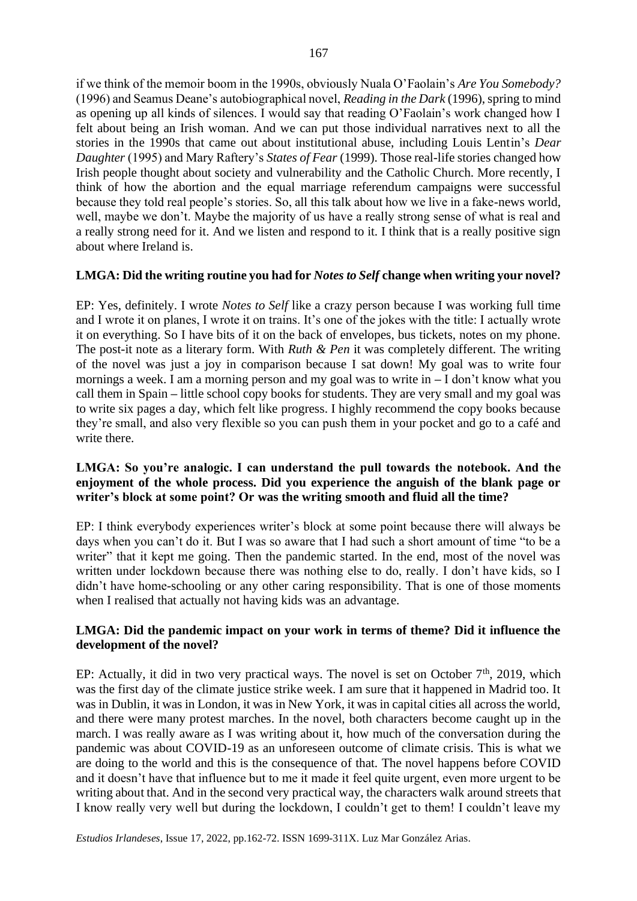if we think of the memoir boom in the 1990s, obviously Nuala O'Faolain's *Are You Somebody?* (1996) and Seamus Deane's autobiographical novel, *Reading in the Dark* (1996), spring to mind as opening up all kinds of silences. I would say that reading O'Faolain's work changed how I felt about being an Irish woman. And we can put those individual narratives next to all the stories in the 1990s that came out about institutional abuse, including Louis Lentin's *Dear Daughter* (1995) and Mary Raftery's *States of Fear* (1999). Those real-life stories changed how Irish people thought about society and vulnerability and the Catholic Church. More recently, I think of how the abortion and the equal marriage referendum campaigns were successful because they told real people's stories. So, all this talk about how we live in a fake-news world, well, maybe we don't. Maybe the majority of us have a really strong sense of what is real and a really strong need for it. And we listen and respond to it. I think that is a really positive sign about where Ireland is.

**LMGA: Did the writing routine you had for *Notes to Self* change when writing your novel?**

EP: Yes, definitely. I wrote *Notes to Self* like a crazy person because I was working full time and I wrote it on planes, I wrote it on trains. It's one of the jokes with the title: I actually wrote it on everything. So I have bits of it on the back of envelopes, bus tickets, notes on my phone. The post-it note as a literary form. With *Ruth & Pen* it was completely different. The writing of the novel was just a joy in comparison because I sat down! My goal was to write four mornings a week. I am a morning person and my goal was to write in – I don't know what you call them in Spain – little school copy books for students. They are very small and my goal was to write six pages a day, which felt like progress. I highly recommend the copy books because they're small, and also very flexible so you can push them in your pocket and go to a café and write there.

**LMGA: So you're analogic. I can understand the pull towards the notebook. And the enjoyment of the whole process. Did you experience the anguish of the blank page or writer's block at some point? Or was the writing smooth and fluid all the time?**

EP: I think everybody experiences writer's block at some point because there will always be days when you can't do it. But I was so aware that I had such a short amount of time "to be a writer" that it kept me going. Then the pandemic started. In the end, most of the novel was written under lockdown because there was nothing else to do, really. I don't have kids, so I didn't have home-schooling or any other caring responsibility. That is one of those moments when I realised that actually not having kids was an advantage.

**LMGA: Did the pandemic impact on your work in terms of theme? Did it influence the development of the novel?**

EP: Actually, it did in two very practical ways. The novel is set on October 7th, 2019, which was the first day of the climate justice strike week. I am sure that it happened in Madrid too. It was in Dublin, it was in London, it was in New York, it was in capital cities all across the world, and there were many protest marches. In the novel, both characters become caught up in the march. I was really aware as I was writing about it, how much of the conversation during the pandemic was about COVID-19 as an unforeseen outcome of climate crisis. This is what we are doing to the world and this is the consequence of that. The novel happens before COVID and it doesn't have that influence but to me it made it feel quite urgent, even more urgent to be writing about that. And in the second very practical way, the characters walk around streets that I know really very well but during the lockdown, I couldn't get to them! I couldn't leave my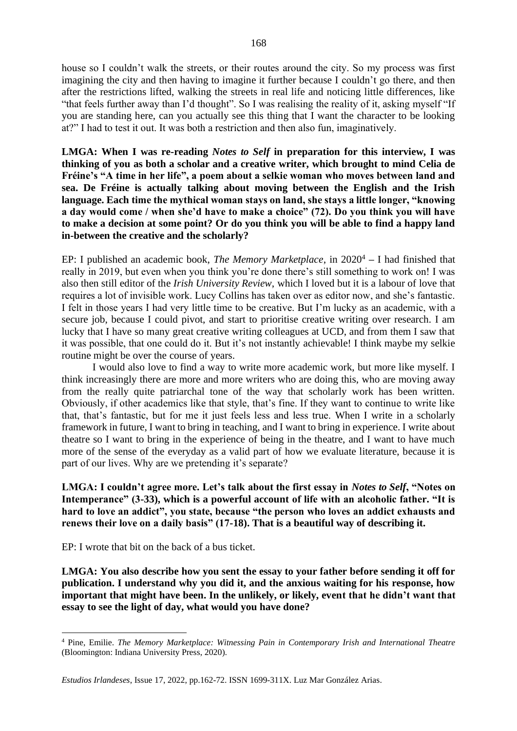house so I couldn't walk the streets, or their routes around the city. So my process was first imagining the city and then having to imagine it further because I couldn't go there, and then after the restrictions lifted, walking the streets in real life and noticing little differences, like "that feels further away than I'd thought". So I was realising the reality of it, asking myself "If you are standing here, can you actually see this thing that I want the character to be looking at?" I had to test it out. It was both a restriction and then also fun, imaginatively.

**LMGA: When I was re-reading *Notes to Self* in preparation for this interview, I was thinking of you as both a scholar and a creative writer, which brought to mind Celia de Fréine's "A time in her life", a poem about a selkie woman who moves between land and sea. De Fréine is actually talking about moving between the English and the Irish language. Each time the mythical woman stays on land, she stays a little longer, "knowing a day would come / when she'd have to make a choice" (72). Do you think you will have to make a decision at some point? Or do you think you will be able to find a happy land in-between the creative and the scholarly?**

EP: I published an academic book, *The Memory Marketplace*, in 2020[4] – I had finished that really in 2019, but even when you think you're done there's still something to work on! I was also then still editor of the *Irish University Review*, which I loved but it is a labour of love that requires a lot of invisible work. Lucy Collins has taken over as editor now, and she's fantastic. I felt in those years I had very little time to be creative. But I'm lucky as an academic, with a secure job, because I could pivot, and start to prioritise creative writing over research. I am lucky that I have so many great creative writing colleagues at UCD, and from them I saw that it was possible, that one could do it. But it's not instantly achievable! I think maybe my selkie routine might be over the course of years.

I would also love to find a way to write more academic work, but more like myself. I think increasingly there are more and more writers who are doing this, who are moving away from the really quite patriarchal tone of the way that scholarly work has been written. Obviously, if other academics like that style, that's fine. If they want to continue to write like that, that's fantastic, but for me it just feels less and less true. When I write in a scholarly framework in future, I want to bring in teaching, and I want to bring in experience. I write about theatre so I want to bring in the experience of being in the theatre, and I want to have much more of the sense of the everyday as a valid part of how we evaluate literature, because it is part of our lives. Why are we pretending it's separate?

**LMGA: I couldn't agree more. Let's talk about the first essay in *Notes to Self*, "Notes on Intemperance" (3-33), which is a powerful account of life with an alcoholic father. "It is hard to love an addict", you state, because "the person who loves an addict exhausts and renews their love on a daily basis" (17-18). That is a beautiful way of describing it.**

EP: I wrote that bit on the back of a bus ticket.

**LMGA: You also describe how you sent the essay to your father before sending it off for publication. I understand why you did it, and the anxious waiting for his response, how important that might have been. In the unlikely, or likely, event that he didn't want that essay to see the light of day, what would you have done?**

[4] Pine, Emilie. *The Memory Marketplace: Witnessing Pain in Contemporary Irish and International Theatre* (Bloomington: Indiana University Press, 2020).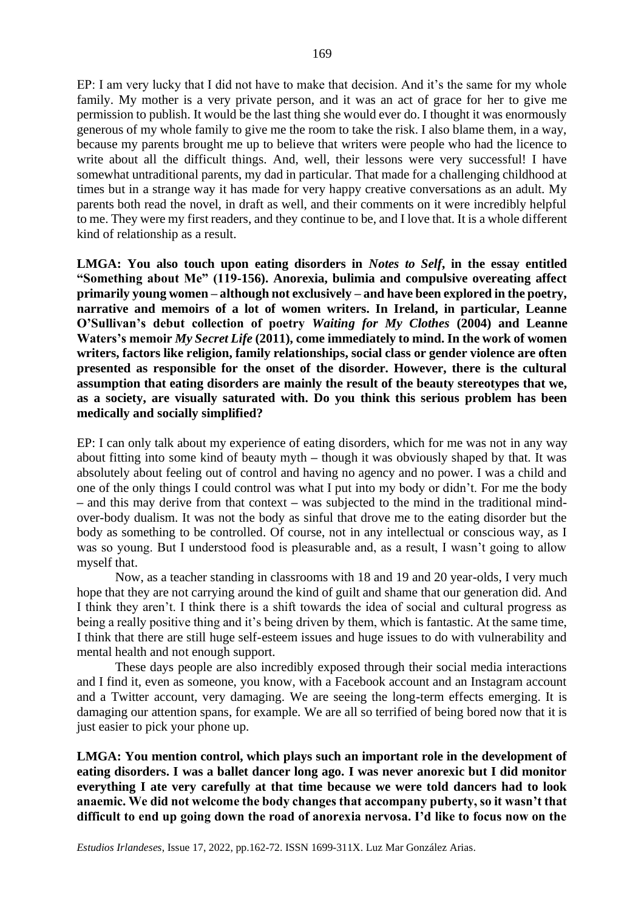EP: I am very lucky that I did not have to make that decision. And it's the same for my whole family. My mother is a very private person, and it was an act of grace for her to give me permission to publish. It would be the last thing she would ever do. I thought it was enormously generous of my whole family to give me the room to take the risk. I also blame them, in a way, because my parents brought me up to believe that writers were people who had the licence to write about all the difficult things. And, well, their lessons were very successful! I have somewhat untraditional parents, my dad in particular. That made for a challenging childhood at times but in a strange way it has made for very happy creative conversations as an adult. My parents both read the novel, in draft as well, and their comments on it were incredibly helpful to me. They were my first readers, and they continue to be, and I love that. It is a whole different kind of relationship as a result.

**LMGA: You also touch upon eating disorders in *Notes to Self*, in the essay entitled "Something about Me" (119-156). Anorexia, bulimia and compulsive overeating affect primarily young women – although not exclusively – and have been explored in the poetry, narrative and memoirs of a lot of women writers. In Ireland, in particular, Leanne O'Sullivan's debut collection of poetry *Waiting for My Clothes* (2004) and Leanne Waters's memoir *My Secret Life* (2011), come immediately to mind. In the work of women writers, factors like religion, family relationships, social class or gender violence are often presented as responsible for the onset of the disorder. However, there is the cultural assumption that eating disorders are mainly the result of the beauty stereotypes that we, as a society, are visually saturated with. Do you think this serious problem has been medically and socially simplified?**

EP: I can only talk about my experience of eating disorders, which for me was not in any way about fitting into some kind of beauty myth – though it was obviously shaped by that. It was absolutely about feeling out of control and having no agency and no power. I was a child and one of the only things I could control was what I put into my body or didn't. For me the body – and this may derive from that context – was subjected to the mind in the traditional mind-over-body dualism. It was not the body as sinful that drove me to the eating disorder but the body as something to be controlled. Of course, not in any intellectual or conscious way, as I was so young. But I understood food is pleasurable and, as a result, I wasn't going to allow myself that.

Now, as a teacher standing in classrooms with 18 and 19 and 20 year-olds, I very much hope that they are not carrying around the kind of guilt and shame that our generation did. And I think they aren't. I think there is a shift towards the idea of social and cultural progress as being a really positive thing and it's being driven by them, which is fantastic. At the same time, I think that there are still huge self-esteem issues and huge issues to do with vulnerability and mental health and not enough support.

These days people are also incredibly exposed through their social media interactions and I find it, even as someone, you know, with a Facebook account and an Instagram account and a Twitter account, very damaging. We are seeing the long-term effects emerging. It is damaging our attention spans, for example. We are all so terrified of being bored now that it is just easier to pick your phone up.

**LMGA: You mention control, which plays such an important role in the development of eating disorders. I was a ballet dancer long ago. I was never anorexic but I did monitor everything I ate very carefully at that time because we were told dancers had to look anaemic. We did not welcome the body changes that accompany puberty, so it wasn't that difficult to end up going down the road of anorexia nervosa. I'd like to focus now on the**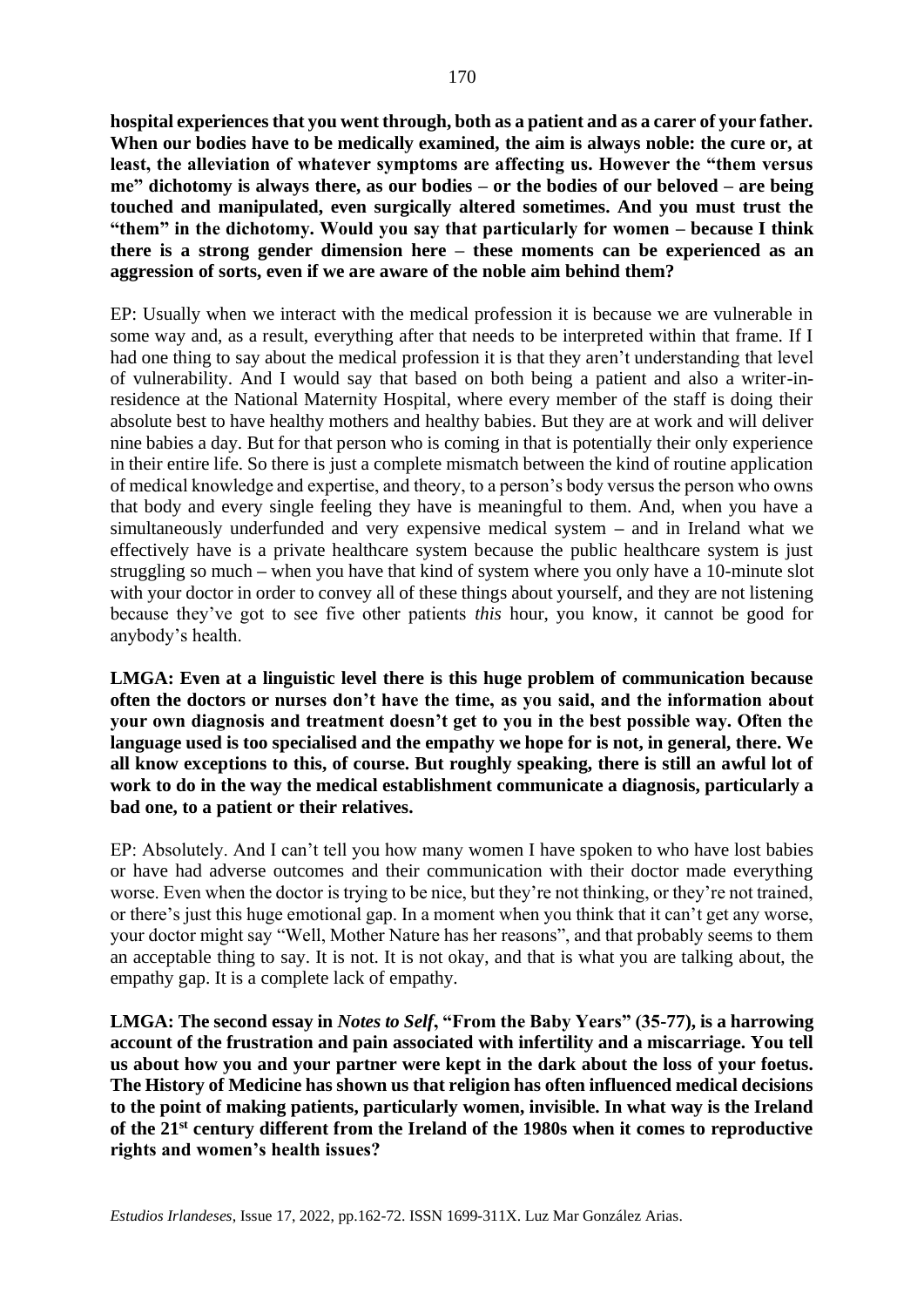**hospital experiences that you went through, both as a patient and as a carer of your father. When our bodies have to be medically examined, the aim is always noble: the cure or, at least, the alleviation of whatever symptoms are affecting us. However the "them versus me" dichotomy is always there, as our bodies – or the bodies of our beloved – are being touched and manipulated, even surgically altered sometimes. And you must trust the "them" in the dichotomy. Would you say that particularly for women – because I think there is a strong gender dimension here – these moments can be experienced as an aggression of sorts, even if we are aware of the noble aim behind them?**

EP: Usually when we interact with the medical profession it is because we are vulnerable in some way and, as a result, everything after that needs to be interpreted within that frame. If I had one thing to say about the medical profession it is that they aren't understanding that level of vulnerability. And I would say that based on both being a patient and also a writer-in-residence at the National Maternity Hospital, where every member of the staff is doing their absolute best to have healthy mothers and healthy babies. But they are at work and will deliver nine babies a day. But for that person who is coming in that is potentially their only experience in their entire life. So there is just a complete mismatch between the kind of routine application of medical knowledge and expertise, and theory, to a person's body versus the person who owns that body and every single feeling they have is meaningful to them. And, when you have a simultaneously underfunded and very expensive medical system – and in Ireland what we effectively have is a private healthcare system because the public healthcare system is just struggling so much – when you have that kind of system where you only have a 10-minute slot with your doctor in order to convey all of these things about yourself, and they are not listening because they've got to see five other patients *this* hour, you know, it cannot be good for anybody's health.

**LMGA: Even at a linguistic level there is this huge problem of communication because often the doctors or nurses don't have the time, as you said, and the information about your own diagnosis and treatment doesn't get to you in the best possible way. Often the language used is too specialised and the empathy we hope for is not, in general, there. We all know exceptions to this, of course. But roughly speaking, there is still an awful lot of work to do in the way the medical establishment communicate a diagnosis, particularly a bad one, to a patient or their relatives.**

EP: Absolutely. And I can't tell you how many women I have spoken to who have lost babies or have had adverse outcomes and their communication with their doctor made everything worse. Even when the doctor is trying to be nice, but they're not thinking, or they're not trained, or there's just this huge emotional gap. In a moment when you think that it can't get any worse, your doctor might say "Well, Mother Nature has her reasons", and that probably seems to them an acceptable thing to say. It is not. It is not okay, and that is what you are talking about, the empathy gap. It is a complete lack of empathy.

**LMGA: The second essay in *Notes to Self*, "From the Baby Years" (35-77), is a harrowing account of the frustration and pain associated with infertility and a miscarriage. You tell us about how you and your partner were kept in the dark about the loss of your foetus. The History of Medicine has shown us that religion has often influenced medical decisions to the point of making patients, particularly women, invisible. In what way is the Ireland of the 21st century different from the Ireland of the 1980s when it comes to reproductive rights and women's health issues?**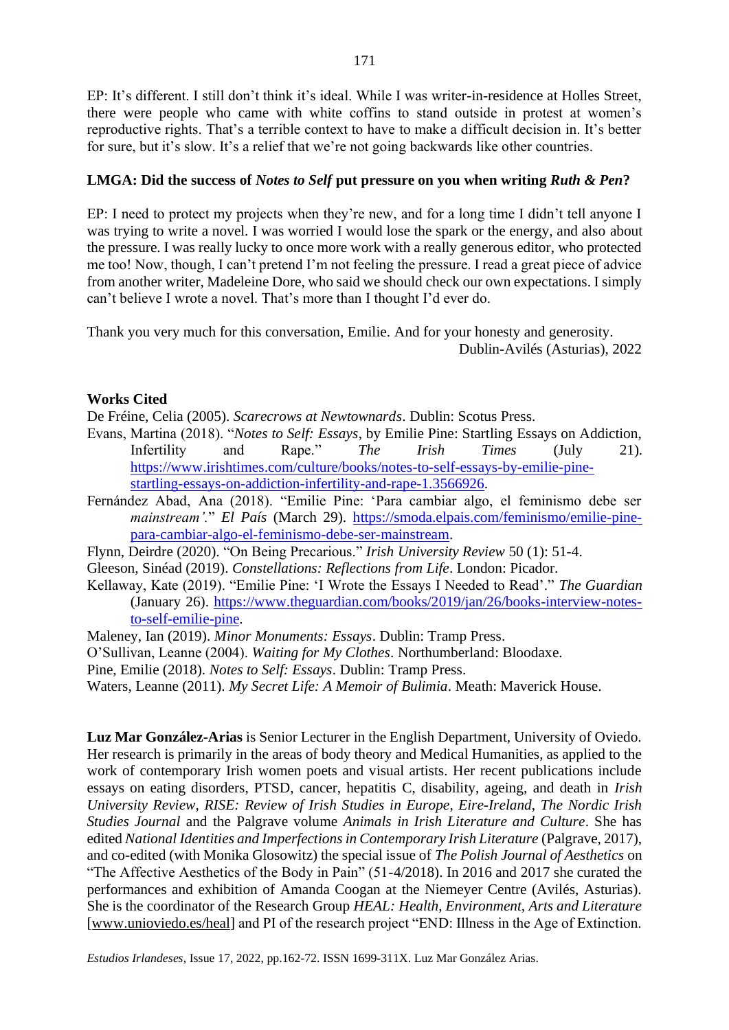EP: It's different. I still don't think it's ideal. While I was writer-in-residence at Holles Street, there were people who came with white coffins to stand outside in protest at women's reproductive rights. That's a terrible context to have to make a difficult decision in. It's better for sure, but it's slow. It's a relief that we're not going backwards like other countries.

**LMGA: Did the success of *Notes to Self* put pressure on you when writing *Ruth & Pen*?**

EP: I need to protect my projects when they're new, and for a long time I didn't tell anyone I was trying to write a novel. I was worried I would lose the spark or the energy, and also about the pressure. I was really lucky to once more work with a really generous editor, who protected me too! Now, though, I can't pretend I'm not feeling the pressure. I read a great piece of advice from another writer, Madeleine Dore, who said we should check our own expectations. I simply can't believe I wrote a novel. That's more than I thought I'd ever do.

Thank you very much for this conversation, Emilie. And for your honesty and generosity.

Dublin-Avilés (Asturias), 2022

## Works Cited

De Fréine, Celia (2005). *Scarecrows at Newtownards*. Dublin: Scotus Press.

Evans, Martina (2018). "*Notes to Self: Essays*, by Emilie Pine: Startling Essays on Addiction, Infertility and Rape." *The Irish Times* (July 21). https://www.irishtimes.com/culture/books/notes-to-self-essays-by-emilie-pine-startling-essays-on-addiction-infertility-and-rape-1.3566926.

Fernández Abad, Ana (2018). "Emilie Pine: 'Para cambiar algo, el feminismo debe ser *mainstream'*." *El País* (March 29). https://smoda.elpais.com/feminismo/emilie-pine-para-cambiar-algo-el-feminismo-debe-ser-mainstream.

Flynn, Deirdre (2020). "On Being Precarious." *Irish University Review* 50 (1): 51-4.

Gleeson, Sinéad (2019). *Constellations: Reflections from Life*. London: Picador.

Kellaway, Kate (2019). "Emilie Pine: 'I Wrote the Essays I Needed to Read'." *The Guardian* (January 26). https://www.theguardian.com/books/2019/jan/26/books-interview-notes-to-self-emilie-pine.

Maleney, Ian (2019). *Minor Monuments: Essays*. Dublin: Tramp Press.

O'Sullivan, Leanne (2004). *Waiting for My Clothes*. Northumberland: Bloodaxe.

Pine, Emilie (2018). *Notes to Self: Essays*. Dublin: Tramp Press.

Waters, Leanne (2011). *My Secret Life: A Memoir of Bulimia*. Meath: Maverick House.

**Luz Mar González-Arias** is Senior Lecturer in the English Department, University of Oviedo. Her research is primarily in the areas of body theory and Medical Humanities, as applied to the work of contemporary Irish women poets and visual artists. Her recent publications include essays on eating disorders, PTSD, cancer, hepatitis C, disability, ageing, and death in *Irish University Review*, *RISE: Review of Irish Studies in Europe*, *Eire-Ireland*, *The Nordic Irish Studies Journal* and the Palgrave volume *Animals in Irish Literature and Culture*. She has edited *National Identities and Imperfections in Contemporary Irish Literature* (Palgrave, 2017), and co-edited (with Monika Glosowitz) the special issue of *The Polish Journal of Aesthetics* on "The Affective Aesthetics of the Body in Pain" (51-4/2018). In 2016 and 2017 she curated the performances and exhibition of Amanda Coogan at the Niemeyer Centre (Avilés, Asturias). She is the coordinator of the Research Group *HEAL: Health, Environment, Arts and Literature* [www.unioviedo.es/heal] and PI of the research project "END: Illness in the Age of Extinction.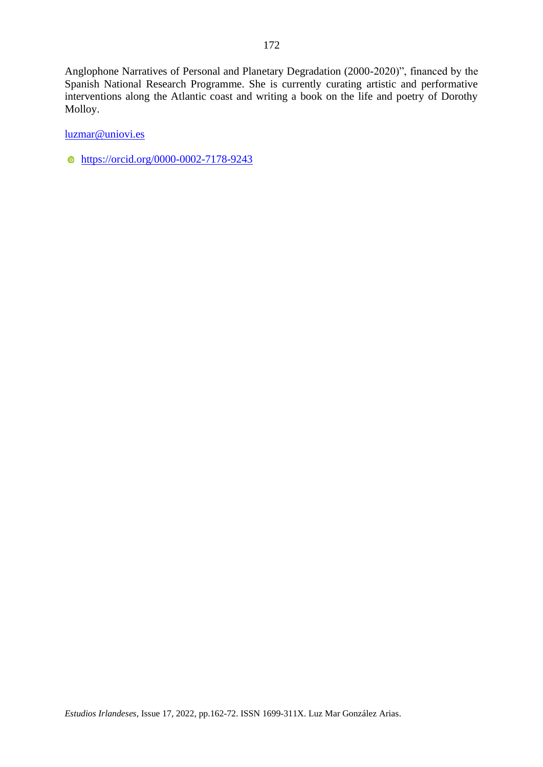Anglophone Narratives of Personal and Planetary Degradation (2000-2020)", financed by the Spanish National Research Programme. She is currently curating artistic and performative interventions along the Atlantic coast and writing a book on the life and poetry of Dorothy Molloy.

luzmar@uniovi.es

https://orcid.org/0000-0002-7178-9243